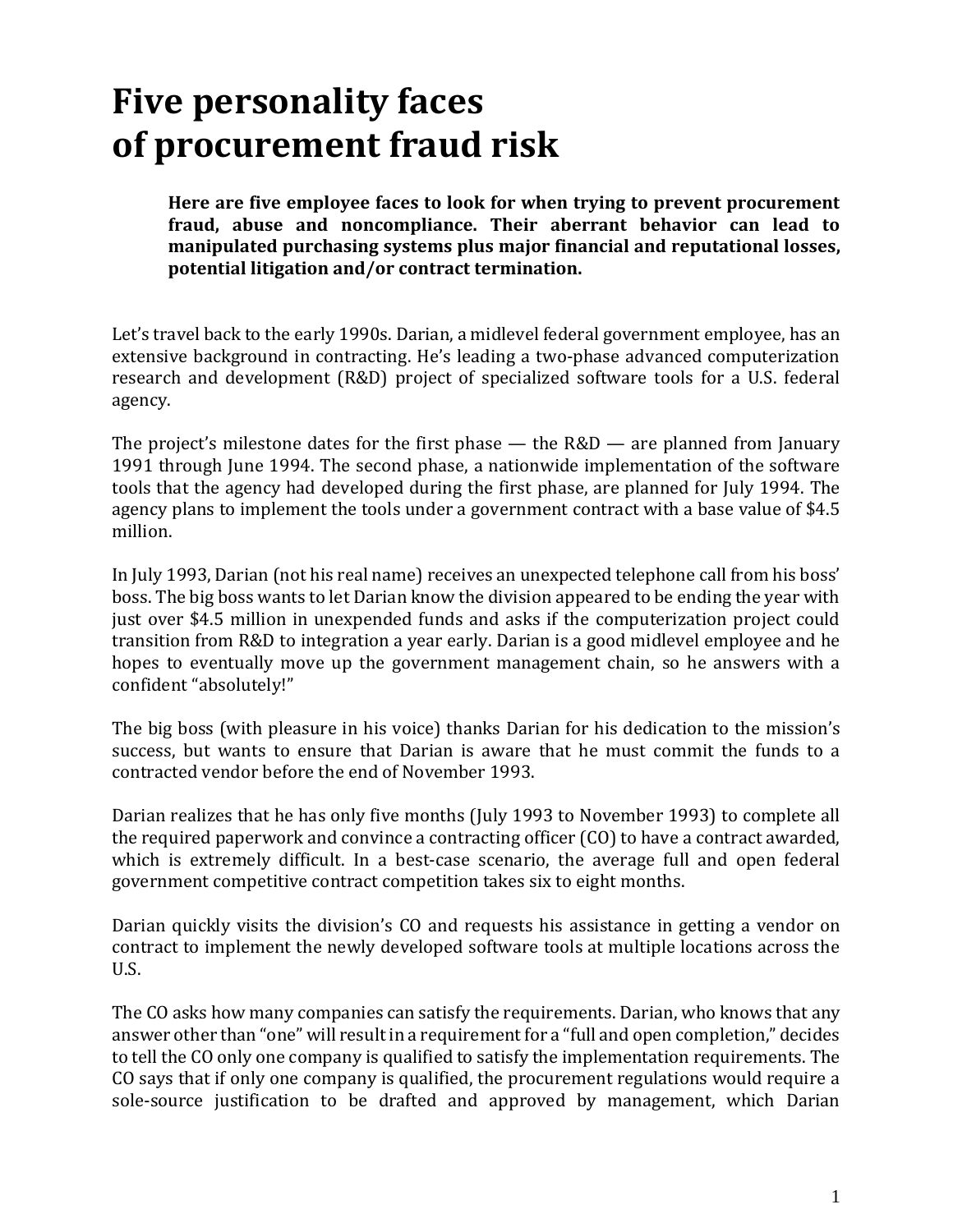# Five personality faces of procurement fraud risk

**Here are five employee faces to look for when trying to prevent procurement fraud, abuse and noncompliance. Their aberrant behavior can lead to manipulated purchasing systems plus major financial and reputational losses, potential litigation and/or contract termination.**

Let's travel back to the early 1990s. Darian, a midlevel federal government employee, has an extensive background in contracting. He's leading a two-phase advanced computerization research and development (R&D) project of specialized software tools for a U.S. federal agency.

The project's milestone dates for the first phase — the R&D — are planned from January 1991 through June 1994. The second phase, a nationwide implementation of the software tools that the agency had developed during the first phase, are planned for July 1994. The agency plans to implement the tools under a government contract with a base value of $4.5 million.

In July 1993, Darian (not his real name) receives an unexpected telephone call from his boss' boss. The big boss wants to let Darian know the division appeared to be ending the year with just over $4.5 million in unexpended funds and asks if the computerization project could transition from R&D to integration a year early. Darian is a good midlevel employee and he hopes to eventually move up the government management chain, so he answers with a confident "absolutely!"

The big boss (with pleasure in his voice) thanks Darian for his dedication to the mission's success, but wants to ensure that Darian is aware that he must commit the funds to a contracted vendor before the end of November 1993.

Darian realizes that he has only five months (July 1993 to November 1993) to complete all the required paperwork and convince a contracting officer (CO) to have a contract awarded, which is extremely difficult. In a best-case scenario, the average full and open federal government competitive contract competition takes six to eight months.

Darian quickly visits the division's CO and requests his assistance in getting a vendor on contract to implement the newly developed software tools at multiple locations across the U.S.

The CO asks how many companies can satisfy the requirements. Darian, who knows that any answer other than "one" will result in a requirement for a "full and open completion," decides to tell the CO only one company is qualified to satisfy the implementation requirements. The CO says that if only one company is qualified, the procurement regulations would require a sole-source justification to be drafted and approved by management, which Darian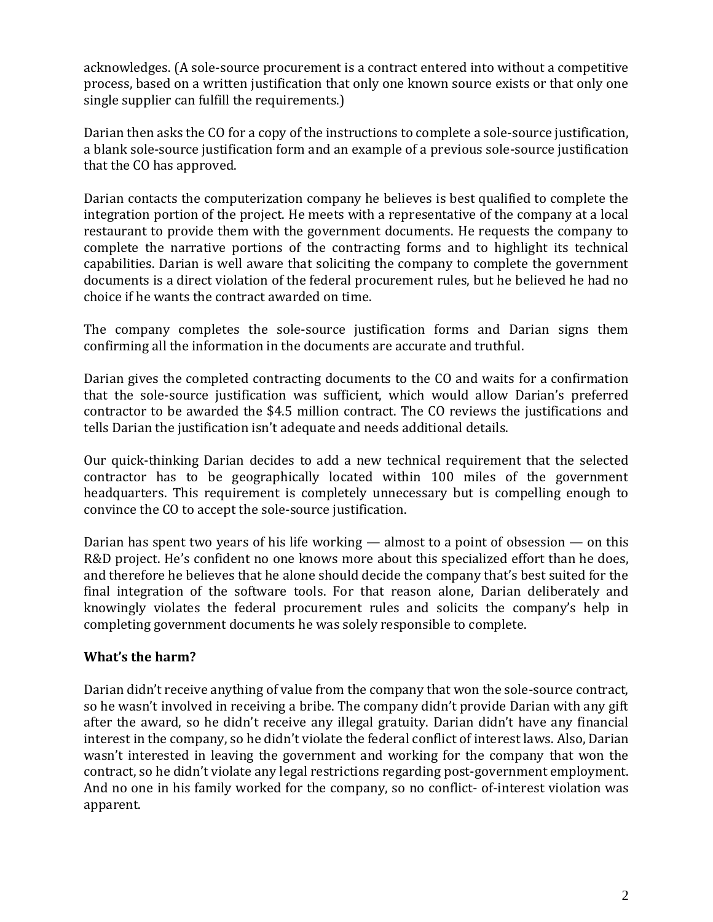acknowledges. (A sole-source procurement is a contract entered into without a competitive process, based on a written justification that only one known source exists or that only one single supplier can fulfill the requirements.)

Darian then asks the CO for a copy of the instructions to complete a sole-source justification, a blank sole-source justification form and an example of a previous sole-source justification that the CO has approved.

Darian contacts the computerization company he believes is best qualified to complete the integration portion of the project. He meets with a representative of the company at a local restaurant to provide them with the government documents. He requests the company to complete the narrative portions of the contracting forms and to highlight its technical capabilities. Darian is well aware that soliciting the company to complete the government documents is a direct violation of the federal procurement rules, but he believed he had no choice if he wants the contract awarded on time.

The company completes the sole-source justification forms and Darian signs them confirming all the information in the documents are accurate and truthful.

Darian gives the completed contracting documents to the CO and waits for a confirmation that the sole-source justification was sufficient, which would allow Darian's preferred contractor to be awarded the $4.5 million contract. The CO reviews the justifications and tells Darian the justification isn't adequate and needs additional details.

Our quick-thinking Darian decides to add a new technical requirement that the selected contractor has to be geographically located within 100 miles of the government headquarters. This requirement is completely unnecessary but is compelling enough to convince the CO to accept the sole-source justification.

Darian has spent two years of his life working — almost to a point of obsession — on this R&D project. He's confident no one knows more about this specialized effort than he does, and therefore he believes that he alone should decide the company that's best suited for the final integration of the software tools. For that reason alone, Darian deliberately and knowingly violates the federal procurement rules and solicits the company's help in completing government documents he was solely responsible to complete.

**What's the harm?**

Darian didn't receive anything of value from the company that won the sole-source contract, so he wasn't involved in receiving a bribe. The company didn't provide Darian with any gift after the award, so he didn't receive any illegal gratuity. Darian didn't have any financial interest in the company, so he didn't violate the federal conflict of interest laws. Also, Darian wasn't interested in leaving the government and working for the company that won the contract, so he didn't violate any legal restrictions regarding post-government employment. And no one in his family worked for the company, so no conflict- of-interest violation was apparent.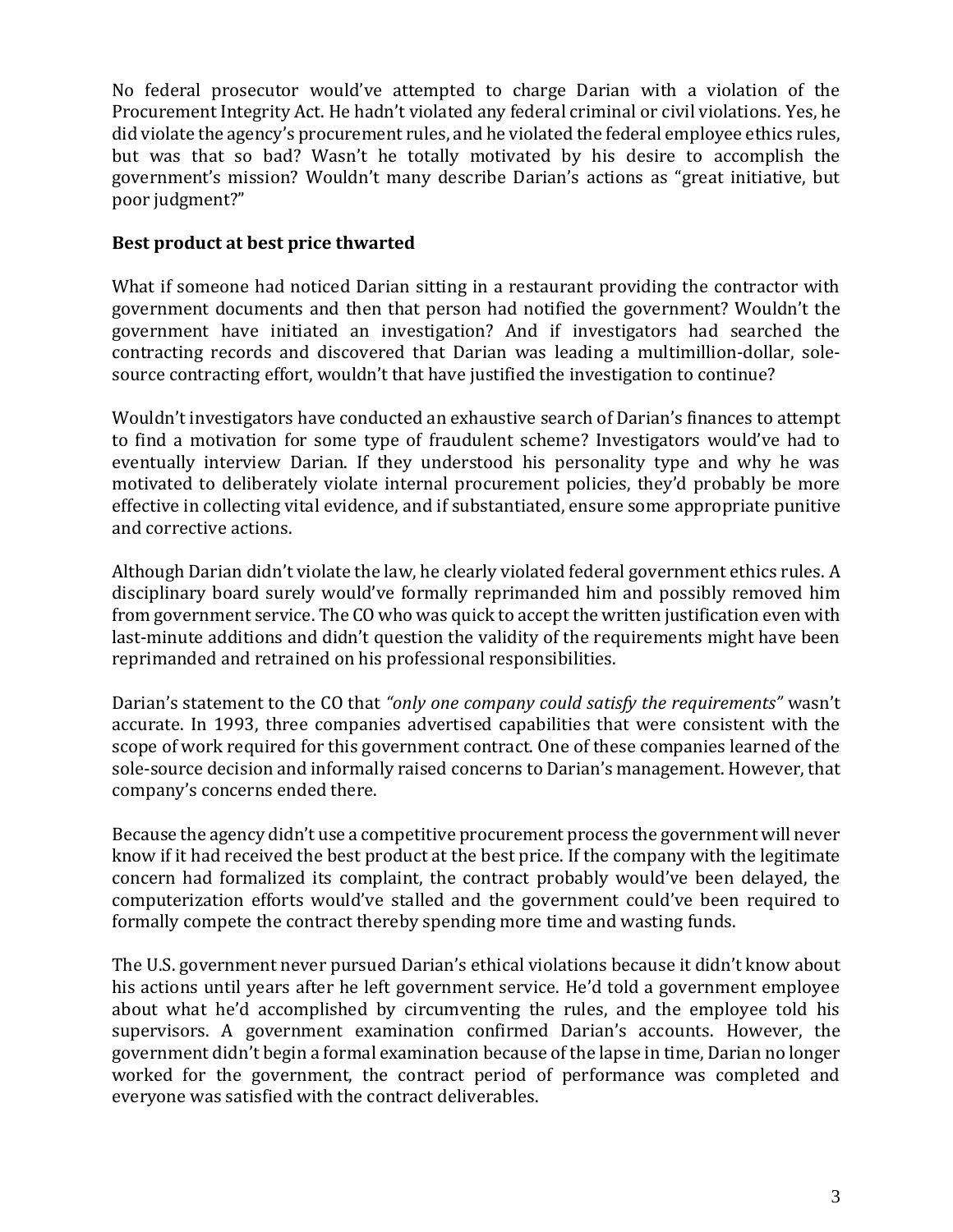No federal prosecutor would've attempted to charge Darian with a violation of the Procurement Integrity Act. He hadn't violated any federal criminal or civil violations. Yes, he did violate the agency's procurement rules, and he violated the federal employee ethics rules, but was that so bad? Wasn't he totally motivated by his desire to accomplish the government's mission? Wouldn't many describe Darian's actions as "great initiative, but poor judgment?"

**Best product at best price thwarted**

What if someone had noticed Darian sitting in a restaurant providing the contractor with government documents and then that person had notified the government? Wouldn't the government have initiated an investigation? And if investigators had searched the contracting records and discovered that Darian was leading a multimillion-dollar, sole-source contracting effort, wouldn't that have justified the investigation to continue?

Wouldn't investigators have conducted an exhaustive search of Darian's finances to attempt to find a motivation for some type of fraudulent scheme? Investigators would've had to eventually interview Darian. If they understood his personality type and why he was motivated to deliberately violate internal procurement policies, they'd probably be more effective in collecting vital evidence, and if substantiated, ensure some appropriate punitive and corrective actions.

Although Darian didn't violate the law, he clearly violated federal government ethics rules. A disciplinary board surely would've formally reprimanded him and possibly removed him from government service. The CO who was quick to accept the written justification even with last-minute additions and didn't question the validity of the requirements might have been reprimanded and retrained on his professional responsibilities.

Darian's statement to the CO that *"only one company could satisfy the requirements"* wasn't accurate. In 1993, three companies advertised capabilities that were consistent with the scope of work required for this government contract. One of these companies learned of the sole-source decision and informally raised concerns to Darian's management. However, that company's concerns ended there.

Because the agency didn't use a competitive procurement process the government will never know if it had received the best product at the best price. If the company with the legitimate concern had formalized its complaint, the contract probably would've been delayed, the computerization efforts would've stalled and the government could've been required to formally compete the contract thereby spending more time and wasting funds.

The U.S. government never pursued Darian's ethical violations because it didn't know about his actions until years after he left government service. He'd told a government employee about what he'd accomplished by circumventing the rules, and the employee told his supervisors. A government examination confirmed Darian's accounts. However, the government didn't begin a formal examination because of the lapse in time, Darian no longer worked for the government, the contract period of performance was completed and everyone was satisfied with the contract deliverables.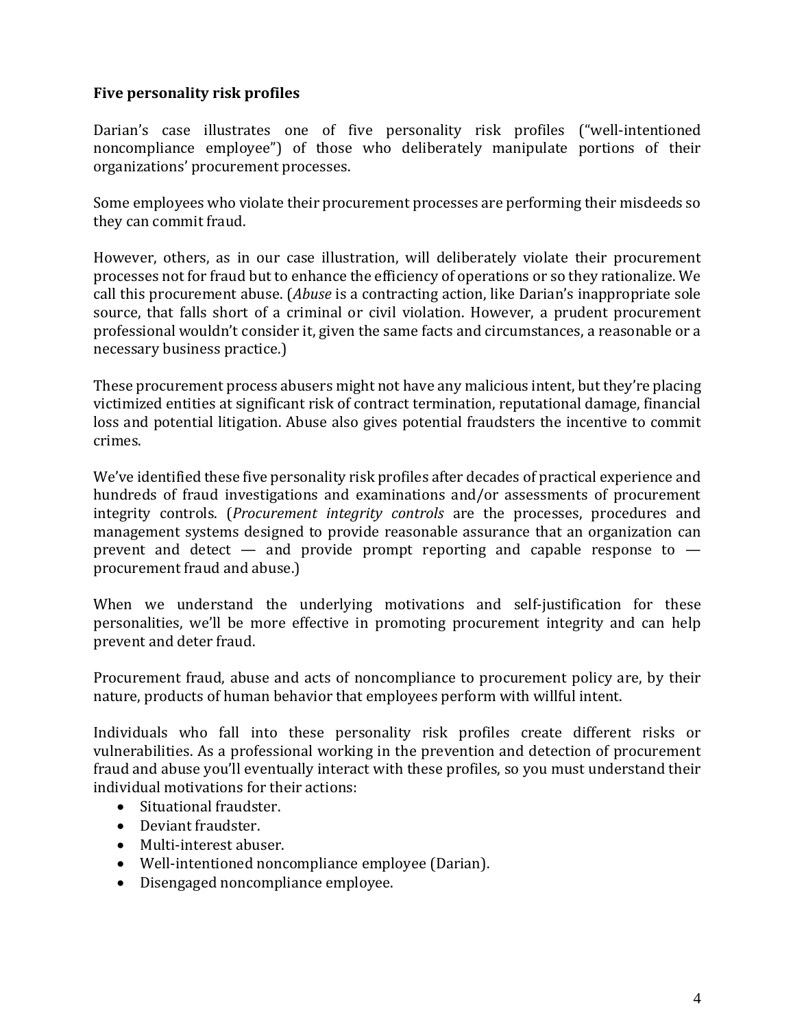**Five personality risk profiles**

Darian's case illustrates one of five personality risk profiles ("well-intentioned noncompliance employee") of those who deliberately manipulate portions of their organizations' procurement processes.

Some employees who violate their procurement processes are performing their misdeeds so they can commit fraud.

However, others, as in our case illustration, will deliberately violate their procurement processes not for fraud but to enhance the efficiency of operations or so they rationalize. We call this procurement abuse. (*Abuse* is a contracting action, like Darian's inappropriate sole source, that falls short of a criminal or civil violation. However, a prudent procurement professional wouldn't consider it, given the same facts and circumstances, a reasonable or a necessary business practice.)

These procurement process abusers might not have any malicious intent, but they're placing victimized entities at significant risk of contract termination, reputational damage, financial loss and potential litigation. Abuse also gives potential fraudsters the incentive to commit crimes.

We've identified these five personality risk profiles after decades of practical experience and hundreds of fraud investigations and examinations and/or assessments of procurement integrity controls. (*Procurement integrity controls* are the processes, procedures and management systems designed to provide reasonable assurance that an organization can prevent and detect — and provide prompt reporting and capable response to — procurement fraud and abuse.)

When we understand the underlying motivations and self-justification for these personalities, we'll be more effective in promoting procurement integrity and can help prevent and deter fraud.

Procurement fraud, abuse and acts of noncompliance to procurement policy are, by their nature, products of human behavior that employees perform with willful intent.

Individuals who fall into these personality risk profiles create different risks or vulnerabilities. As a professional working in the prevention and detection of procurement fraud and abuse you'll eventually interact with these profiles, so you must understand their individual motivations for their actions:

- Situational fraudster.
- Deviant fraudster.
- Multi-interest abuser.
- Well-intentioned noncompliance employee (Darian).
- Disengaged noncompliance employee.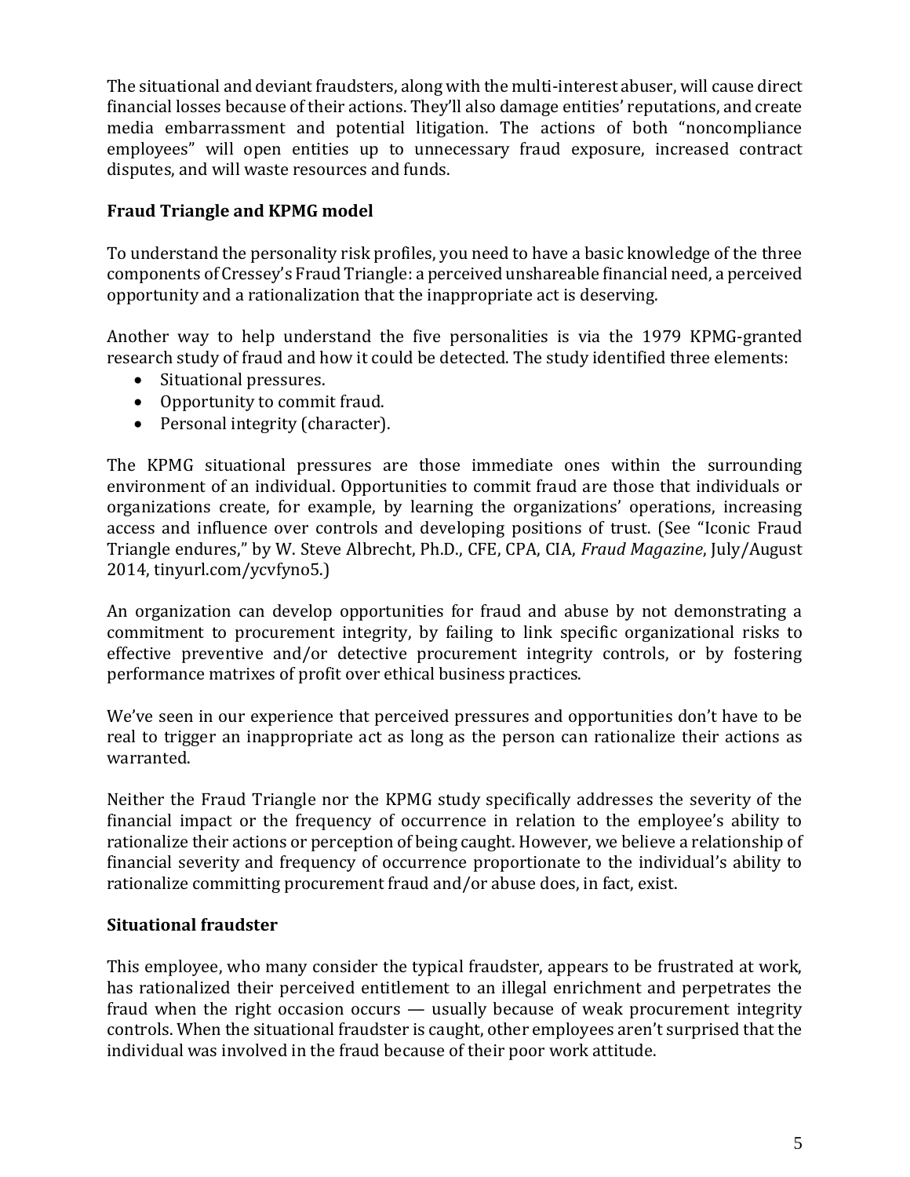The situational and deviant fraudsters, along with the multi-interest abuser, will cause direct financial losses because of their actions. They'll also damage entities' reputations, and create media embarrassment and potential litigation. The actions of both "noncompliance employees" will open entities up to unnecessary fraud exposure, increased contract disputes, and will waste resources and funds.

## Fraud Triangle and KPMG model

To understand the personality risk profiles, you need to have a basic knowledge of the three components of Cressey's Fraud Triangle: a perceived unshareable financial need, a perceived opportunity and a rationalization that the inappropriate act is deserving.

Another way to help understand the five personalities is via the 1979 KPMG-granted research study of fraud and how it could be detected. The study identified three elements:

- Situational pressures.
- Opportunity to commit fraud.
- Personal integrity (character).

The KPMG situational pressures are those immediate ones within the surrounding environment of an individual. Opportunities to commit fraud are those that individuals or organizations create, for example, by learning the organizations' operations, increasing access and influence over controls and developing positions of trust. (See "Iconic Fraud Triangle endures," by W. Steve Albrecht, Ph.D., CFE, CPA, CIA, *Fraud Magazine*, July/August 2014, tinyurl.com/ycvfyno5.)

An organization can develop opportunities for fraud and abuse by not demonstrating a commitment to procurement integrity, by failing to link specific organizational risks to effective preventive and/or detective procurement integrity controls, or by fostering performance matrixes of profit over ethical business practices.

We've seen in our experience that perceived pressures and opportunities don't have to be real to trigger an inappropriate act as long as the person can rationalize their actions as warranted.

Neither the Fraud Triangle nor the KPMG study specifically addresses the severity of the financial impact or the frequency of occurrence in relation to the employee's ability to rationalize their actions or perception of being caught. However, we believe a relationship of financial severity and frequency of occurrence proportionate to the individual's ability to rationalize committing procurement fraud and/or abuse does, in fact, exist.

## Situational fraudster

This employee, who many consider the typical fraudster, appears to be frustrated at work, has rationalized their perceived entitlement to an illegal enrichment and perpetrates the fraud when the right occasion occurs — usually because of weak procurement integrity controls. When the situational fraudster is caught, other employees aren't surprised that the individual was involved in the fraud because of their poor work attitude.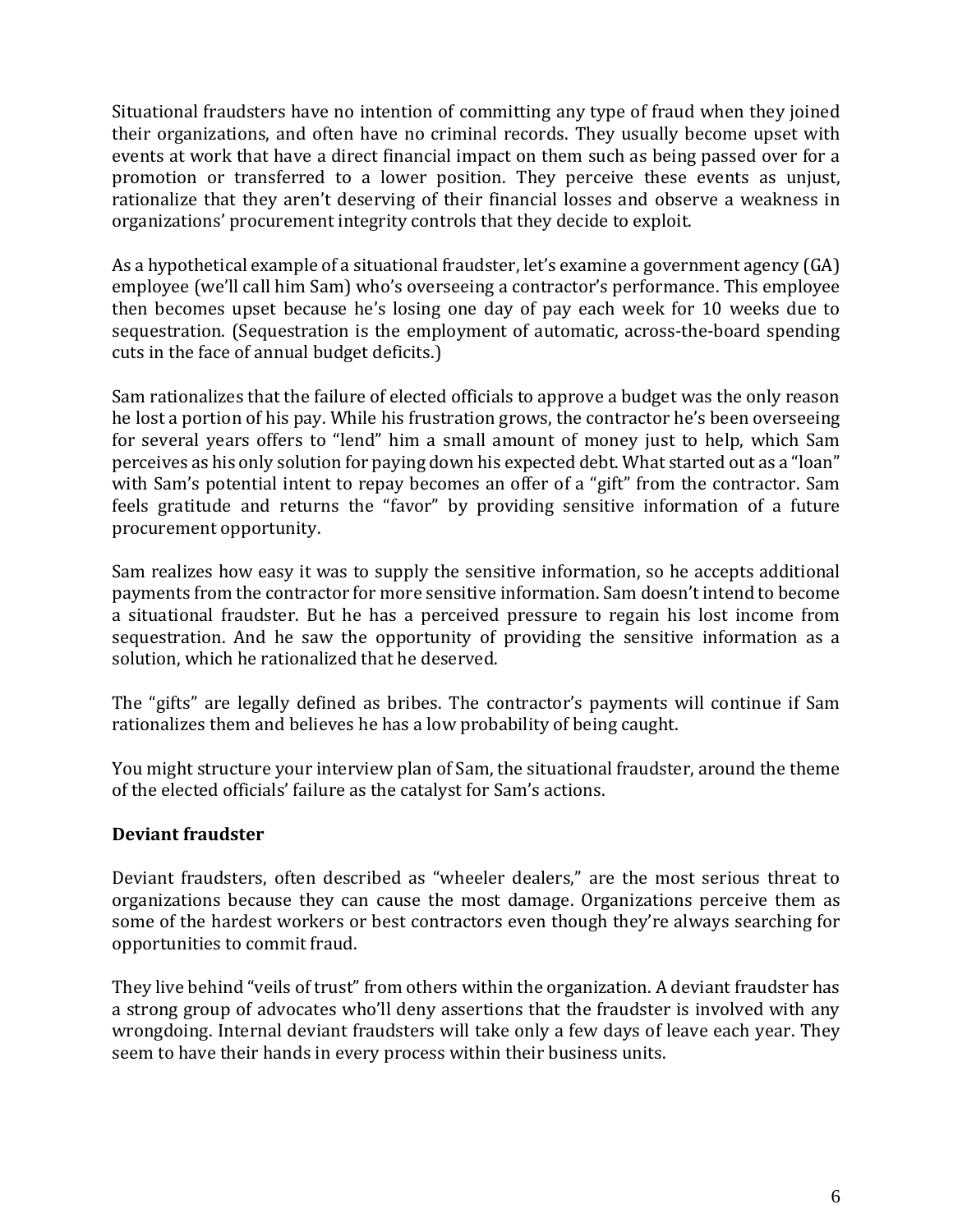Situational fraudsters have no intention of committing any type of fraud when they joined their organizations, and often have no criminal records. They usually become upset with events at work that have a direct financial impact on them such as being passed over for a promotion or transferred to a lower position. They perceive these events as unjust, rationalize that they aren't deserving of their financial losses and observe a weakness in organizations' procurement integrity controls that they decide to exploit.

As a hypothetical example of a situational fraudster, let's examine a government agency (GA) employee (we'll call him Sam) who's overseeing a contractor's performance. This employee then becomes upset because he's losing one day of pay each week for 10 weeks due to sequestration. (Sequestration is the employment of automatic, across-the-board spending cuts in the face of annual budget deficits.)

Sam rationalizes that the failure of elected officials to approve a budget was the only reason he lost a portion of his pay. While his frustration grows, the contractor he's been overseeing for several years offers to "lend" him a small amount of money just to help, which Sam perceives as his only solution for paying down his expected debt. What started out as a "loan" with Sam's potential intent to repay becomes an offer of a "gift" from the contractor. Sam feels gratitude and returns the "favor" by providing sensitive information of a future procurement opportunity.

Sam realizes how easy it was to supply the sensitive information, so he accepts additional payments from the contractor for more sensitive information. Sam doesn't intend to become a situational fraudster. But he has a perceived pressure to regain his lost income from sequestration. And he saw the opportunity of providing the sensitive information as a solution, which he rationalized that he deserved.

The "gifts" are legally defined as bribes. The contractor's payments will continue if Sam rationalizes them and believes he has a low probability of being caught.

You might structure your interview plan of Sam, the situational fraudster, around the theme of the elected officials' failure as the catalyst for Sam's actions.

### Deviant fraudster

Deviant fraudsters, often described as "wheeler dealers," are the most serious threat to organizations because they can cause the most damage. Organizations perceive them as some of the hardest workers or best contractors even though they're always searching for opportunities to commit fraud.

They live behind "veils of trust" from others within the organization. A deviant fraudster has a strong group of advocates who'll deny assertions that the fraudster is involved with any wrongdoing. Internal deviant fraudsters will take only a few days of leave each year. They seem to have their hands in every process within their business units.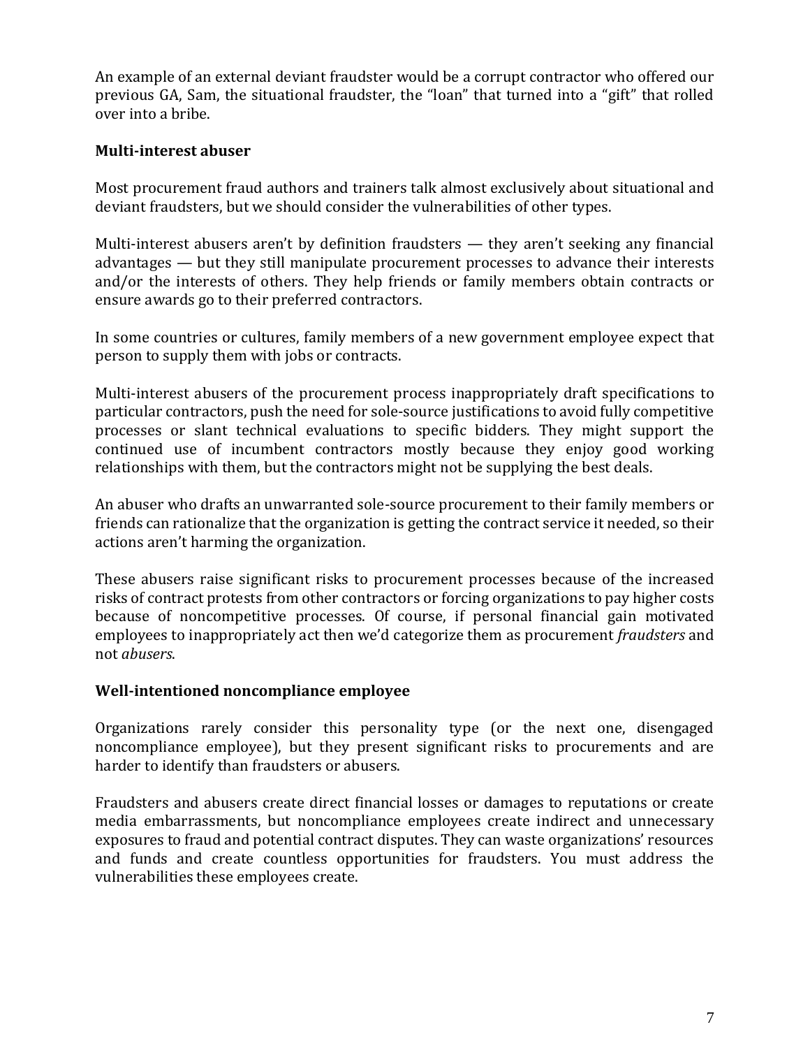An example of an external deviant fraudster would be a corrupt contractor who offered our previous GA, Sam, the situational fraudster, the "loan" that turned into a "gift" that rolled over into a bribe.

### Multi-interest abuser

Most procurement fraud authors and trainers talk almost exclusively about situational and deviant fraudsters, but we should consider the vulnerabilities of other types.

Multi-interest abusers aren't by definition fraudsters — they aren't seeking any financial advantages — but they still manipulate procurement processes to advance their interests and/or the interests of others. They help friends or family members obtain contracts or ensure awards go to their preferred contractors.

In some countries or cultures, family members of a new government employee expect that person to supply them with jobs or contracts.

Multi-interest abusers of the procurement process inappropriately draft specifications to particular contractors, push the need for sole-source justifications to avoid fully competitive processes or slant technical evaluations to specific bidders. They might support the continued use of incumbent contractors mostly because they enjoy good working relationships with them, but the contractors might not be supplying the best deals.

An abuser who drafts an unwarranted sole-source procurement to their family members or friends can rationalize that the organization is getting the contract service it needed, so their actions aren't harming the organization.

These abusers raise significant risks to procurement processes because of the increased risks of contract protests from other contractors or forcing organizations to pay higher costs because of noncompetitive processes. Of course, if personal financial gain motivated employees to inappropriately act then we'd categorize them as procurement *fraudsters* and not *abusers*.

### Well-intentioned noncompliance employee

Organizations rarely consider this personality type (or the next one, disengaged noncompliance employee), but they present significant risks to procurements and are harder to identify than fraudsters or abusers.

Fraudsters and abusers create direct financial losses or damages to reputations or create media embarrassments, but noncompliance employees create indirect and unnecessary exposures to fraud and potential contract disputes. They can waste organizations' resources and funds and create countless opportunities for fraudsters. You must address the vulnerabilities these employees create.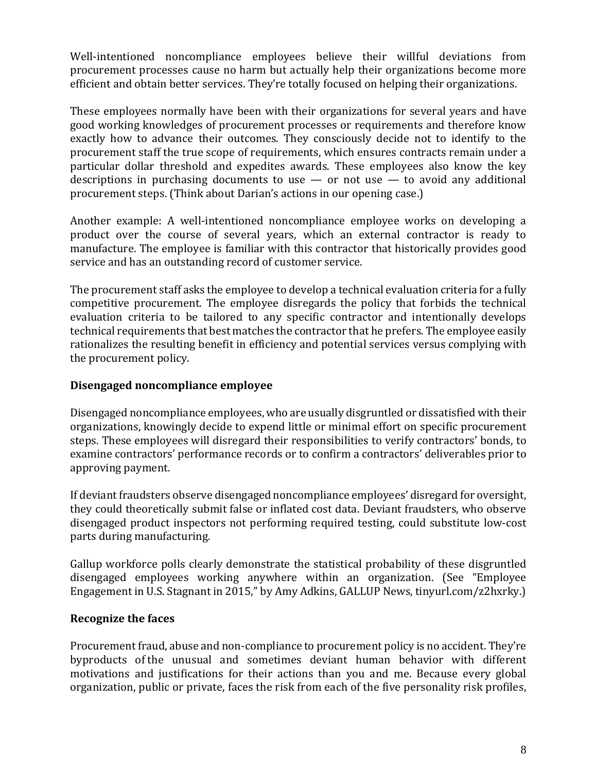Well-intentioned noncompliance employees believe their willful deviations from procurement processes cause no harm but actually help their organizations become more efficient and obtain better services. They're totally focused on helping their organizations.

These employees normally have been with their organizations for several years and have good working knowledges of procurement processes or requirements and therefore know exactly how to advance their outcomes. They consciously decide not to identify to the procurement staff the true scope of requirements, which ensures contracts remain under a particular dollar threshold and expedites awards. These employees also know the key descriptions in purchasing documents to use — or not use — to avoid any additional procurement steps. (Think about Darian's actions in our opening case.)

Another example: A well-intentioned noncompliance employee works on developing a product over the course of several years, which an external contractor is ready to manufacture. The employee is familiar with this contractor that historically provides good service and has an outstanding record of customer service.

The procurement staff asks the employee to develop a technical evaluation criteria for a fully competitive procurement. The employee disregards the policy that forbids the technical evaluation criteria to be tailored to any specific contractor and intentionally develops technical requirements that best matches the contractor that he prefers. The employee easily rationalizes the resulting benefit in efficiency and potential services versus complying with the procurement policy.

### Disengaged noncompliance employee

Disengaged noncompliance employees, who are usually disgruntled or dissatisfied with their organizations, knowingly decide to expend little or minimal effort on specific procurement steps. These employees will disregard their responsibilities to verify contractors' bonds, to examine contractors' performance records or to confirm a contractors' deliverables prior to approving payment.

If deviant fraudsters observe disengaged noncompliance employees' disregard for oversight, they could theoretically submit false or inflated cost data. Deviant fraudsters, who observe disengaged product inspectors not performing required testing, could substitute low-cost parts during manufacturing.

Gallup workforce polls clearly demonstrate the statistical probability of these disgruntled disengaged employees working anywhere within an organization. (See "Employee Engagement in U.S. Stagnant in 2015," by Amy Adkins, GALLUP News, tinyurl.com/z2hxrky.)

### Recognize the faces

Procurement fraud, abuse and non-compliance to procurement policy is no accident. They're byproducts of the unusual and sometimes deviant human behavior with different motivations and justifications for their actions than you and me. Because every global organization, public or private, faces the risk from each of the five personality risk profiles,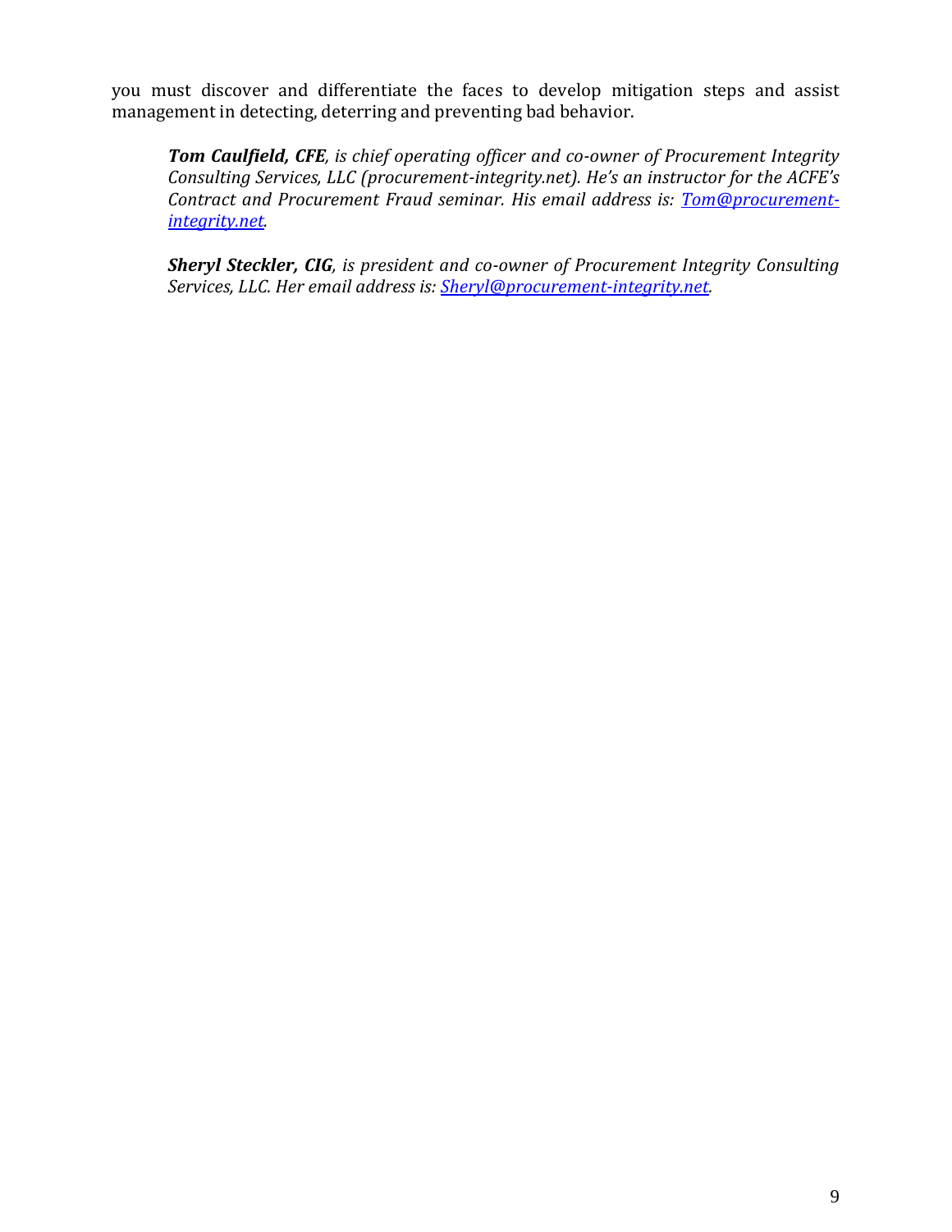you must discover and differentiate the faces to develop mitigation steps and assist management in detecting, deterring and preventing bad behavior.

> ***Tom Caulfield, CFE**, is chief operating officer and co-owner of Procurement Integrity Consulting Services, LLC (procurement-integrity.net). He's an instructor for the ACFE's Contract and Procurement Fraud seminar. His email address is: Tom@procurement-integrity.net.*

> ***Sheryl Steckler, CIG**, is president and co-owner of Procurement Integrity Consulting Services, LLC. Her email address is: Sheryl@procurement-integrity.net.*